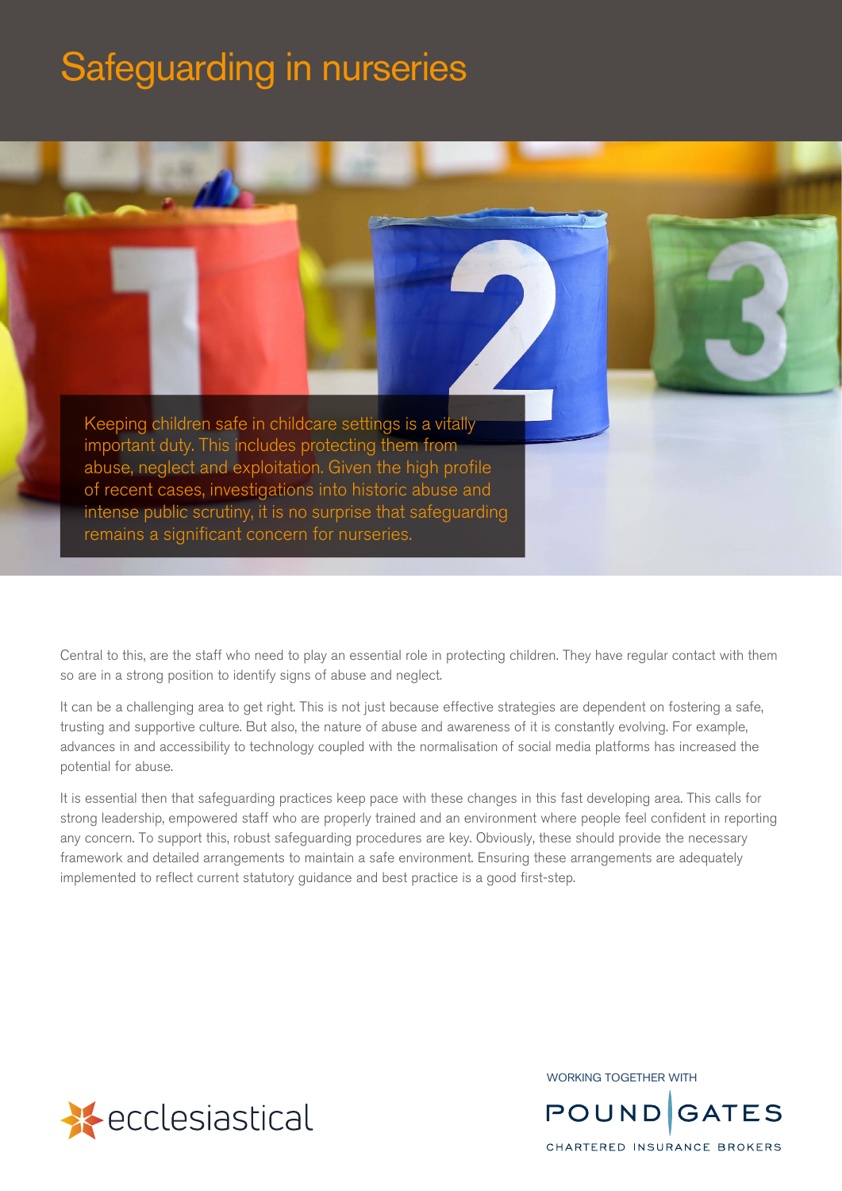# Safeguarding in nurseries

Keeping children safe in childcare settings is a vitally important duty. This includes protecting them from abuse, neglect and exploitation. Given the high profile of recent cases, investigations into historic abuse and intense public scrutiny, it is no surprise that safeguarding remains a significant concern for nurseries.

Central to this, are the staff who need to play an essential role in protecting children. They have regular contact with them so are in a strong position to identify signs of abuse and neglect.

It can be a challenging area to get right. This is not just because effective strategies are dependent on fostering a safe, trusting and supportive culture. But also, the nature of abuse and awareness of it is constantly evolving. For example, advances in and accessibility to technology coupled with the normalisation of social media platforms has increased the potential for abuse.

It is essential then that safeguarding practices keep pace with these changes in this fast developing area. This calls for strong leadership, empowered staff who are properly trained and an environment where people feel confident in reporting any concern. To support this, robust safeguarding procedures are key. Obviously, these should provide the necessary framework and detailed arrangements to maintain a safe environment. Ensuring these arrangements are adequately implemented to reflect current statutory guidance and best practice is a good first-step.

ecclesiastical

WORKING TOGETHER WITH

POUND GATES

CHARTERED INSURANCE BROKERS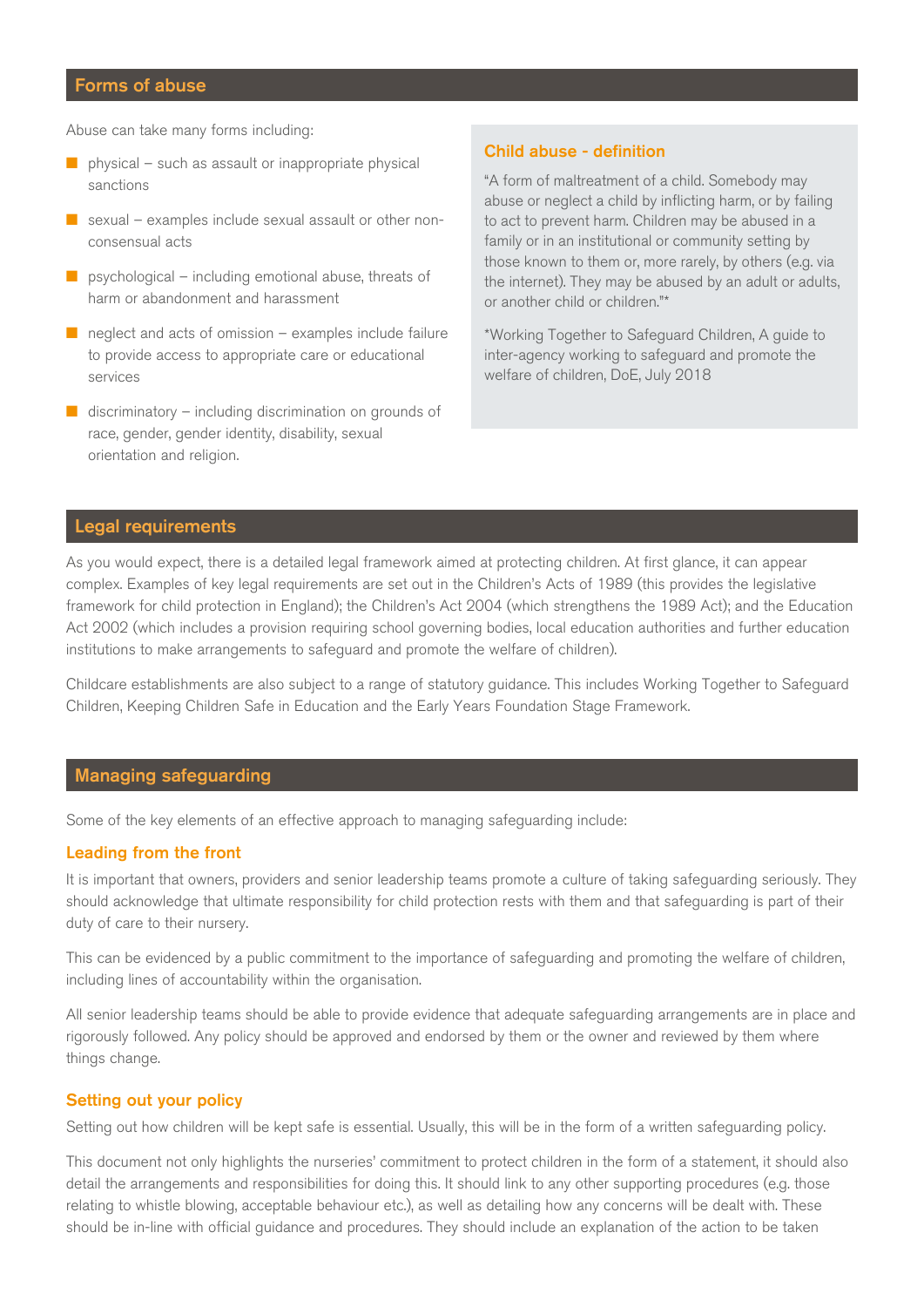## Forms of abuse

Abuse can take many forms including:

- physical – such as assault or inappropriate physical sanctions
- sexual – examples include sexual assault or other non-consensual acts
- psychological – including emotional abuse, threats of harm or abandonment and harassment
- neglect and acts of omission – examples include failure to provide access to appropriate care or educational services
- discriminatory – including discrimination on grounds of race, gender, gender identity, disability, sexual orientation and religion.

### Child abuse - definition

"A form of maltreatment of a child. Somebody may abuse or neglect a child by inflicting harm, or by failing to act to prevent harm. Children may be abused in a family or in an institutional or community setting by those known to them or, more rarely, by others (e.g. via the internet). They may be abused by an adult or adults, or another child or children."*

*Working Together to Safeguard Children, A guide to inter-agency working to safeguard and promote the welfare of children, DoE, July 2018

## Legal requirements

As you would expect, there is a detailed legal framework aimed at protecting children. At first glance, it can appear complex. Examples of key legal requirements are set out in the Children's Acts of 1989 (this provides the legislative framework for child protection in England); the Children's Act 2004 (which strengthens the 1989 Act); and the Education Act 2002 (which includes a provision requiring school governing bodies, local education authorities and further education institutions to make arrangements to safeguard and promote the welfare of children).

Childcare establishments are also subject to a range of statutory guidance. This includes Working Together to Safeguard Children, Keeping Children Safe in Education and the Early Years Foundation Stage Framework.

## Managing safeguarding

Some of the key elements of an effective approach to managing safeguarding include:

### Leading from the front

It is important that owners, providers and senior leadership teams promote a culture of taking safeguarding seriously. They should acknowledge that ultimate responsibility for child protection rests with them and that safeguarding is part of their duty of care to their nursery.

This can be evidenced by a public commitment to the importance of safeguarding and promoting the welfare of children, including lines of accountability within the organisation.

All senior leadership teams should be able to provide evidence that adequate safeguarding arrangements are in place and rigorously followed. Any policy should be approved and endorsed by them or the owner and reviewed by them where things change.

### Setting out your policy

Setting out how children will be kept safe is essential. Usually, this will be in the form of a written safeguarding policy.

This document not only highlights the nurseries' commitment to protect children in the form of a statement, it should also detail the arrangements and responsibilities for doing this. It should link to any other supporting procedures (e.g. those relating to whistle blowing, acceptable behaviour etc.), as well as detailing how any concerns will be dealt with. These should be in-line with official guidance and procedures. They should include an explanation of the action to be taken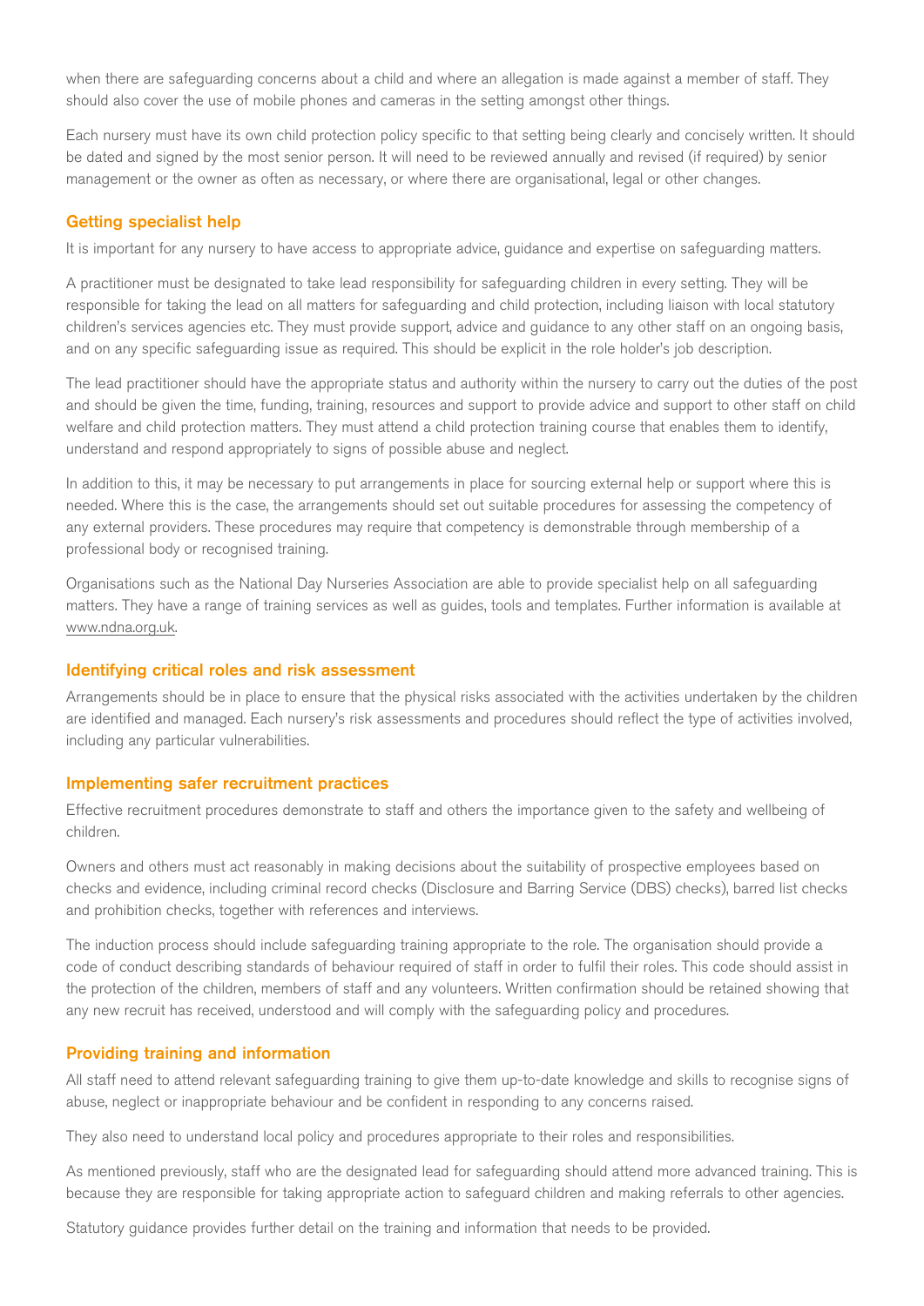when there are safeguarding concerns about a child and where an allegation is made against a member of staff. They should also cover the use of mobile phones and cameras in the setting amongst other things.

Each nursery must have its own child protection policy specific to that setting being clearly and concisely written. It should be dated and signed by the most senior person. It will need to be reviewed annually and revised (if required) by senior management or the owner as often as necessary, or where there are organisational, legal or other changes.

## Getting specialist help

It is important for any nursery to have access to appropriate advice, guidance and expertise on safeguarding matters.

A practitioner must be designated to take lead responsibility for safeguarding children in every setting. They will be responsible for taking the lead on all matters for safeguarding and child protection, including liaison with local statutory children's services agencies etc. They must provide support, advice and guidance to any other staff on an ongoing basis, and on any specific safeguarding issue as required. This should be explicit in the role holder's job description.

The lead practitioner should have the appropriate status and authority within the nursery to carry out the duties of the post and should be given the time, funding, training, resources and support to provide advice and support to other staff on child welfare and child protection matters. They must attend a child protection training course that enables them to identify, understand and respond appropriately to signs of possible abuse and neglect.

In addition to this, it may be necessary to put arrangements in place for sourcing external help or support where this is needed. Where this is the case, the arrangements should set out suitable procedures for assessing the competency of any external providers. These procedures may require that competency is demonstrable through membership of a professional body or recognised training.

Organisations such as the National Day Nurseries Association are able to provide specialist help on all safeguarding matters. They have a range of training services as well as guides, tools and templates. Further information is available at www.ndna.org.uk.

## Identifying critical roles and risk assessment

Arrangements should be in place to ensure that the physical risks associated with the activities undertaken by the children are identified and managed. Each nursery's risk assessments and procedures should reflect the type of activities involved, including any particular vulnerabilities.

## Implementing safer recruitment practices

Effective recruitment procedures demonstrate to staff and others the importance given to the safety and wellbeing of children.

Owners and others must act reasonably in making decisions about the suitability of prospective employees based on checks and evidence, including criminal record checks (Disclosure and Barring Service (DBS) checks), barred list checks and prohibition checks, together with references and interviews.

The induction process should include safeguarding training appropriate to the role. The organisation should provide a code of conduct describing standards of behaviour required of staff in order to fulfil their roles. This code should assist in the protection of the children, members of staff and any volunteers. Written confirmation should be retained showing that any new recruit has received, understood and will comply with the safeguarding policy and procedures.

## Providing training and information

All staff need to attend relevant safeguarding training to give them up-to-date knowledge and skills to recognise signs of abuse, neglect or inappropriate behaviour and be confident in responding to any concerns raised.

They also need to understand local policy and procedures appropriate to their roles and responsibilities.

As mentioned previously, staff who are the designated lead for safeguarding should attend more advanced training. This is because they are responsible for taking appropriate action to safeguard children and making referrals to other agencies.

Statutory guidance provides further detail on the training and information that needs to be provided.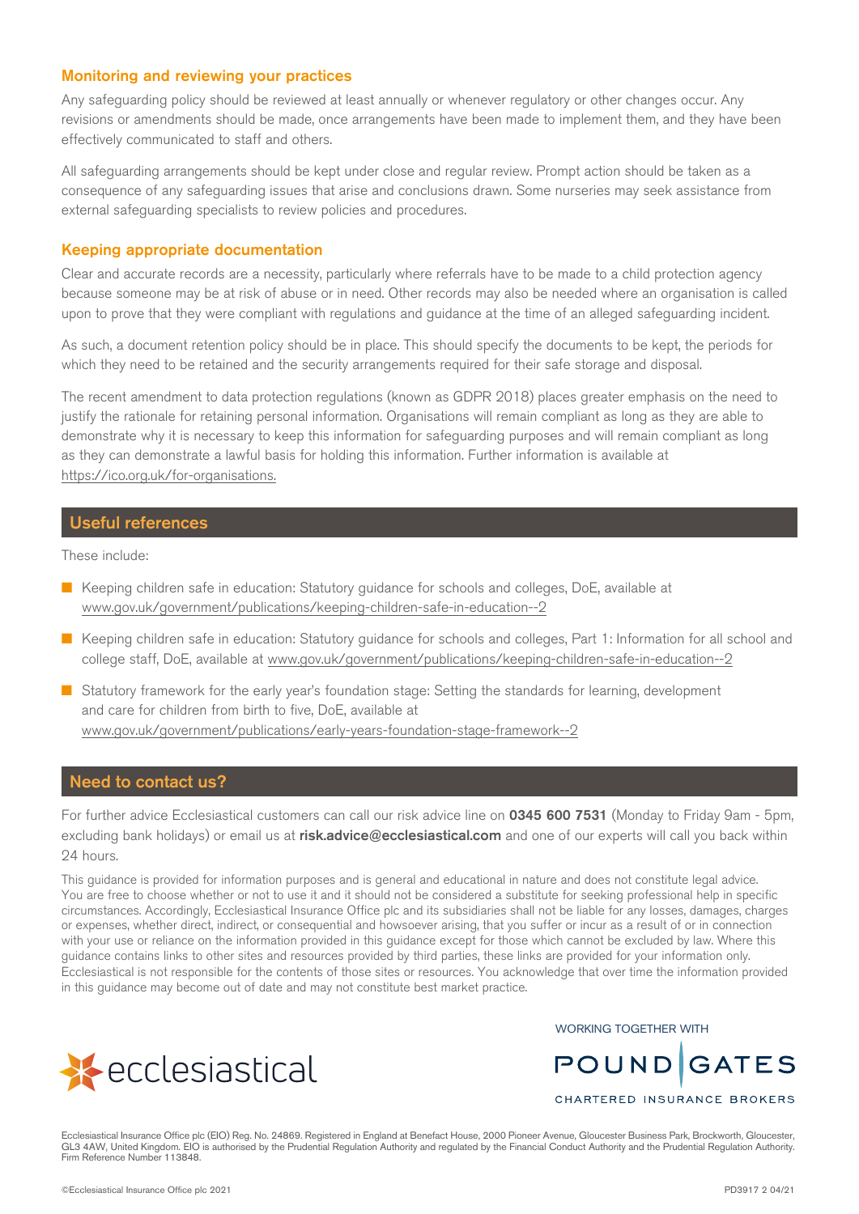## Monitoring and reviewing your practices

Any safeguarding policy should be reviewed at least annually or whenever regulatory or other changes occur. Any revisions or amendments should be made, once arrangements have been made to implement them, and they have been effectively communicated to staff and others.

All safeguarding arrangements should be kept under close and regular review. Prompt action should be taken as a consequence of any safeguarding issues that arise and conclusions drawn. Some nurseries may seek assistance from external safeguarding specialists to review policies and procedures.

## Keeping appropriate documentation

Clear and accurate records are a necessity, particularly where referrals have to be made to a child protection agency because someone may be at risk of abuse or in need. Other records may also be needed where an organisation is called upon to prove that they were compliant with regulations and guidance at the time of an alleged safeguarding incident.

As such, a document retention policy should be in place. This should specify the documents to be kept, the periods for which they need to be retained and the security arrangements required for their safe storage and disposal.

The recent amendment to data protection regulations (known as GDPR 2018) places greater emphasis on the need to justify the rationale for retaining personal information. Organisations will remain compliant as long as they are able to demonstrate why it is necessary to keep this information for safeguarding purposes and will remain compliant as long as they can demonstrate a lawful basis for holding this information. Further information is available at https://ico.org.uk/for-organisations.

## Useful references

These include:

- Keeping children safe in education: Statutory guidance for schools and colleges, DoE, available at www.gov.uk/government/publications/keeping-children-safe-in-education--2
- Keeping children safe in education: Statutory guidance for schools and colleges, Part 1: Information for all school and college staff, DoE, available at www.gov.uk/government/publications/keeping-children-safe-in-education--2
- Statutory framework for the early year's foundation stage: Setting the standards for learning, development and care for children from birth to five, DoE, available at www.gov.uk/government/publications/early-years-foundation-stage-framework--2

## Need to contact us?

For further advice Ecclesiastical customers can call our risk advice line on **0345 600 7531** (Monday to Friday 9am - 5pm, excluding bank holidays) or email us at **risk.advice@ecclesiastical.com** and one of our experts will call you back within 24 hours.

This guidance is provided for information purposes and is general and educational in nature and does not constitute legal advice. You are free to choose whether or not to use it and it should not be considered a substitute for seeking professional help in specific circumstances. Accordingly, Ecclesiastical Insurance Office plc and its subsidiaries shall not be liable for any losses, damages, charges or expenses, whether direct, indirect, or consequential and howsoever arising, that you suffer or incur as a result of or in connection with your use or reliance on the information provided in this guidance except for those which cannot be excluded by law. Where this guidance contains links to other sites and resources provided by third parties, these links are provided for your information only. Ecclesiastical is not responsible for the contents of those sites or resources. You acknowledge that over time the information provided in this guidance may become out of date and may not constitute best market practice.

ecclesiastical

WORKING TOGETHER WITH

POUND GATES

CHARTERED INSURANCE BROKERS

Ecclesiastical Insurance Office plc (EIO) Reg. No. 24869. Registered in England at Benefact House, 2000 Pioneer Avenue, Gloucester Business Park, Brockworth, Gloucester, GL3 4AW, United Kingdom. EIO is authorised by the Prudential Regulation Authority and regulated by the Financial Conduct Authority and the Prudential Regulation Authority. Firm Reference Number 113848.

©Ecclesiastical Insurance Office plc 2021

PD3917 2 04/21